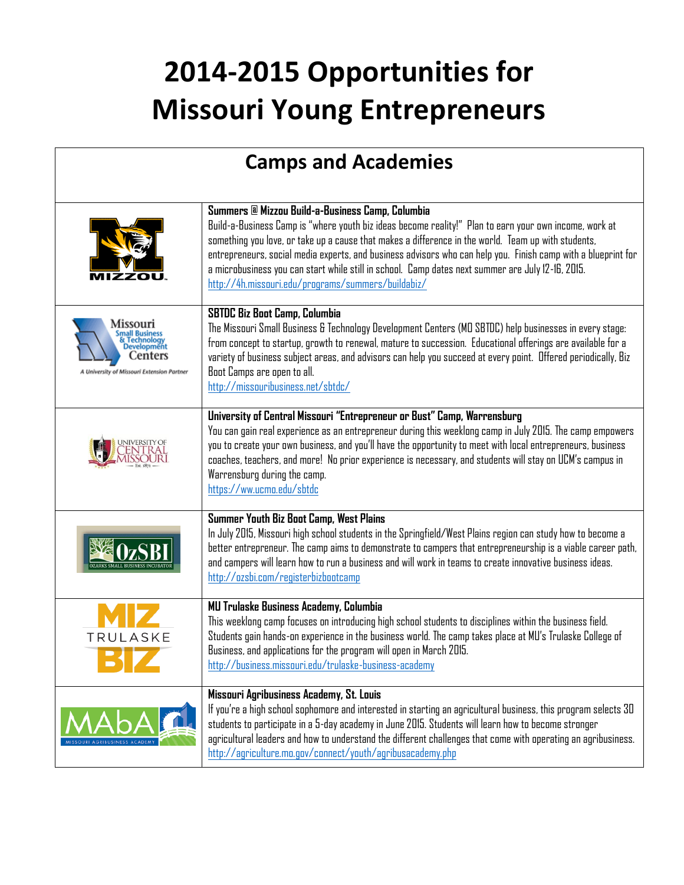# 2014-2015 Opportunities for Missouri Young Entrepreneurs

## Camps and Academies

| | |
|---|---|
| MIZZOU | **Summers @ Mizzou Build-a-Business Camp, Columbia**<br>Build-a-Business Camp is "where youth biz ideas become reality!" Plan to earn your own income, work at something you love, or take up a cause that makes a difference in the world. Team up with students, entrepreneurs, social media experts, and business advisors who can help you. Finish camp with a blueprint for a microbusiness you can start while still in school. Camp dates next summer are July 12-16, 2015.<br>http://4h.missouri.edu/programs/summers/buildabiz/ |
| Missouri Small Business & Technology Development Centers — A University of Missouri Extension Partner | **SBTDC Biz Boot Camp, Columbia**<br>The Missouri Small Business & Technology Development Centers (MO SBTDC) help businesses in every stage: from concept to startup, growth to renewal, mature to succession. Educational offerings are available for a variety of business subject areas, and advisors can help you succeed at every point. Offered periodically, Biz Boot Camps are open to all.<br>http://missouribusiness.net/sbtdc/ |
| University of Central Missouri — Est. 1871 | **University of Central Missouri "Entrepreneur or Bust" Camp, Warrensburg**<br>You can gain real experience as an entrepreneur during this weeklong camp in July 2015. The camp empowers you to create your own business, and you'll have the opportunity to meet with local entrepreneurs, business coaches, teachers, and more! No prior experience is necessary, and students will stay on UCM's campus in Warrensburg during the camp.<br>https://ww.ucmo.edu/sbtdc |
| OzSBI — Ozarks Small Business Incubator | **Summer Youth Biz Boot Camp, West Plains**<br>In July 2015, Missouri high school students in the Springfield/West Plains region can study how to become a better entrepreneur. The camp aims to demonstrate to campers that entrepreneurship is a viable career path, and campers will learn how to run a business and will work in teams to create innovative business ideas.<br>http://ozsbi.com/registerbizbootcamp |
| MIZ TRULASKE BIZ | **MU Trulaske Business Academy, Columbia**<br>This weeklong camp focuses on introducing high school students to disciplines within the business field. Students gain hands-on experience in the business world. The camp takes place at MU's Trulaske College of Business, and applications for the program will open in March 2015.<br>http://business.missouri.edu/trulaske-business-academy |
| MAbA — Missouri Agribusiness Academy | **Missouri Agribusiness Academy, St. Louis**<br>If you're a high school sophomore and interested in starting an agricultural business, this program selects 30 students to participate in a 5-day academy in June 2015. Students will learn how to become stronger agricultural leaders and how to understand the different challenges that come with operating an agribusiness.<br>http://agriculture.mo.gov/connect/youth/agribusacademy.php |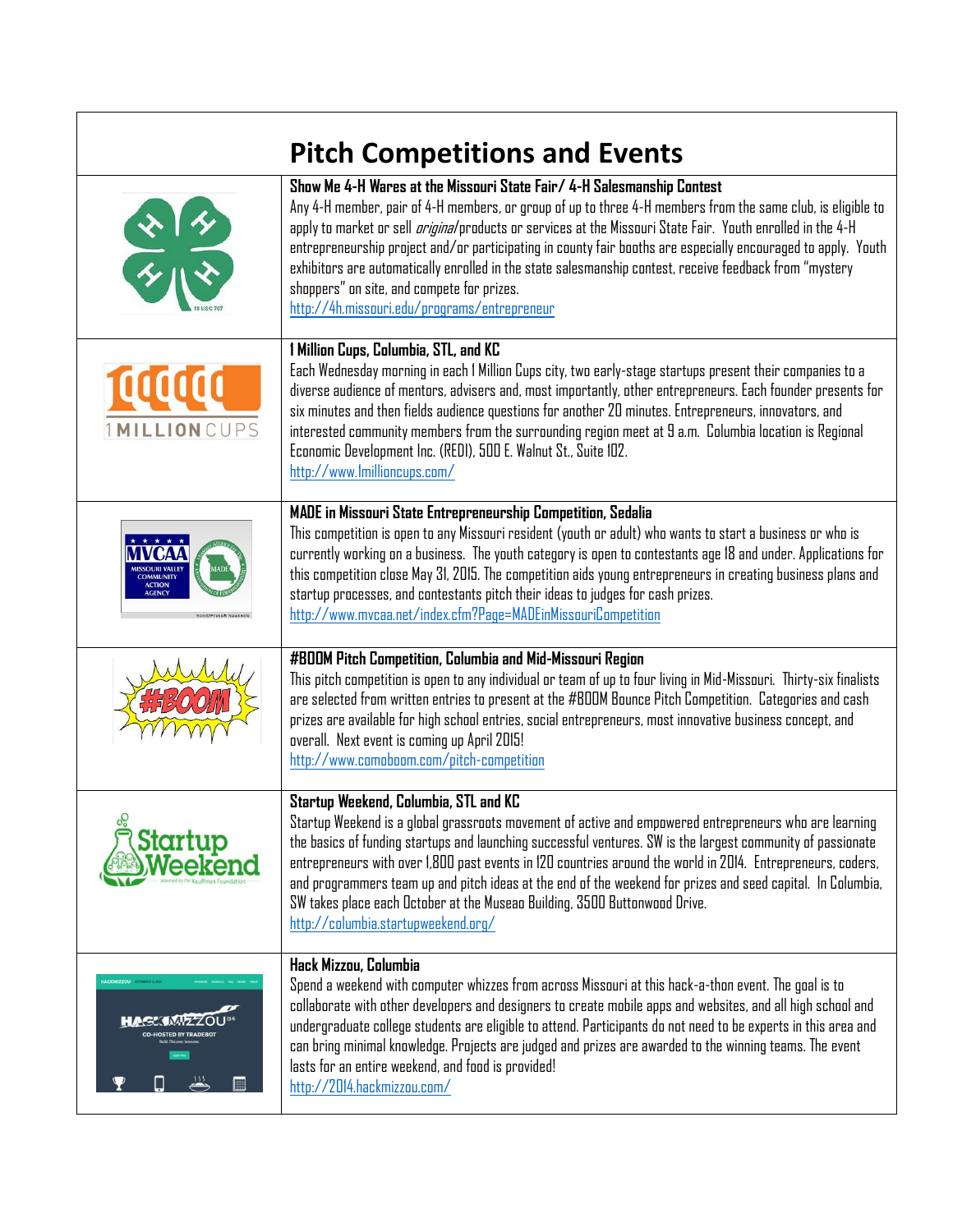# Pitch Competitions and Events

**Show Me 4-H Wares at the Missouri State Fair/ 4-H Salesmanship Contest**

Any 4-H member, pair of 4-H members, or group of up to three 4-H members from the same club, is eligible to apply to market or sell *original* products or services at the Missouri State Fair. Youth enrolled in the 4-H entrepreneurship project and/or participating in county fair booths are especially encouraged to apply. Youth exhibitors are automatically enrolled in the state salesmanship contest, receive feedback from "mystery shoppers" on site, and compete for prizes.

http://4h.missouri.edu/programs/entrepreneur

**1 Million Cups, Columbia, STL, and KC**

Each Wednesday morning in each 1 Million Cups city, two early-stage startups present their companies to a diverse audience of mentors, advisers and, most importantly, other entrepreneurs. Each founder presents for six minutes and then fields audience questions for another 20 minutes. Entrepreneurs, innovators, and interested community members from the surrounding region meet at 9 a.m. Columbia location is Regional Economic Development Inc. (REDI), 500 E. Walnut St., Suite 102.

http://www.1millioncups.com/

**MADE in Missouri State Entrepreneurship Competition, Sedalia**

This competition is open to any Missouri resident (youth or adult) who wants to start a business or who is currently working on a business. The youth category is open to contestants age 18 and under. Applications for this competition close May 31, 2015. The competition aids young entrepreneurs in creating business plans and startup processes, and contestants pitch their ideas to judges for cash prizes.

http://www.mvcaa.net/index.cfm?Page=MADEinMissouriCompetition

**#BOOM Pitch Competition, Columbia and Mid-Missouri Region**

This pitch competition is open to any individual or team of up to four living in Mid-Missouri. Thirty-six finalists are selected from written entries to present at the #BOOM Bounce Pitch Competition. Categories and cash prizes are available for high school entries, social entrepreneurs, most innovative business concept, and overall. Next event is coming up April 2015!

http://www.comoboom.com/pitch-competition

**Startup Weekend, Columbia, STL and KC**

Startup Weekend is a global grassroots movement of active and empowered entrepreneurs who are learning the basics of funding startups and launching successful ventures. SW is the largest community of passionate entrepreneurs with over 1,800 past events in 120 countries around the world in 2014. Entrepreneurs, coders, and programmers team up and pitch ideas at the end of the weekend for prizes and seed capital. In Columbia, SW takes place each October at the Museao Building, 3500 Buttonwood Drive.

http://columbia.startupweekend.org/

**Hack Mizzou, Columbia**

Spend a weekend with computer whizzes from across Missouri at this hack-a-thon event. The goal is to collaborate with other developers and designers to create mobile apps and websites, and all high school and undergraduate college students are eligible to attend. Participants do not need to be experts in this area and can bring minimal knowledge. Projects are judged and prizes are awarded to the winning teams. The event lasts for an entire weekend, and food is provided!

http://2014.hackmizzou.com/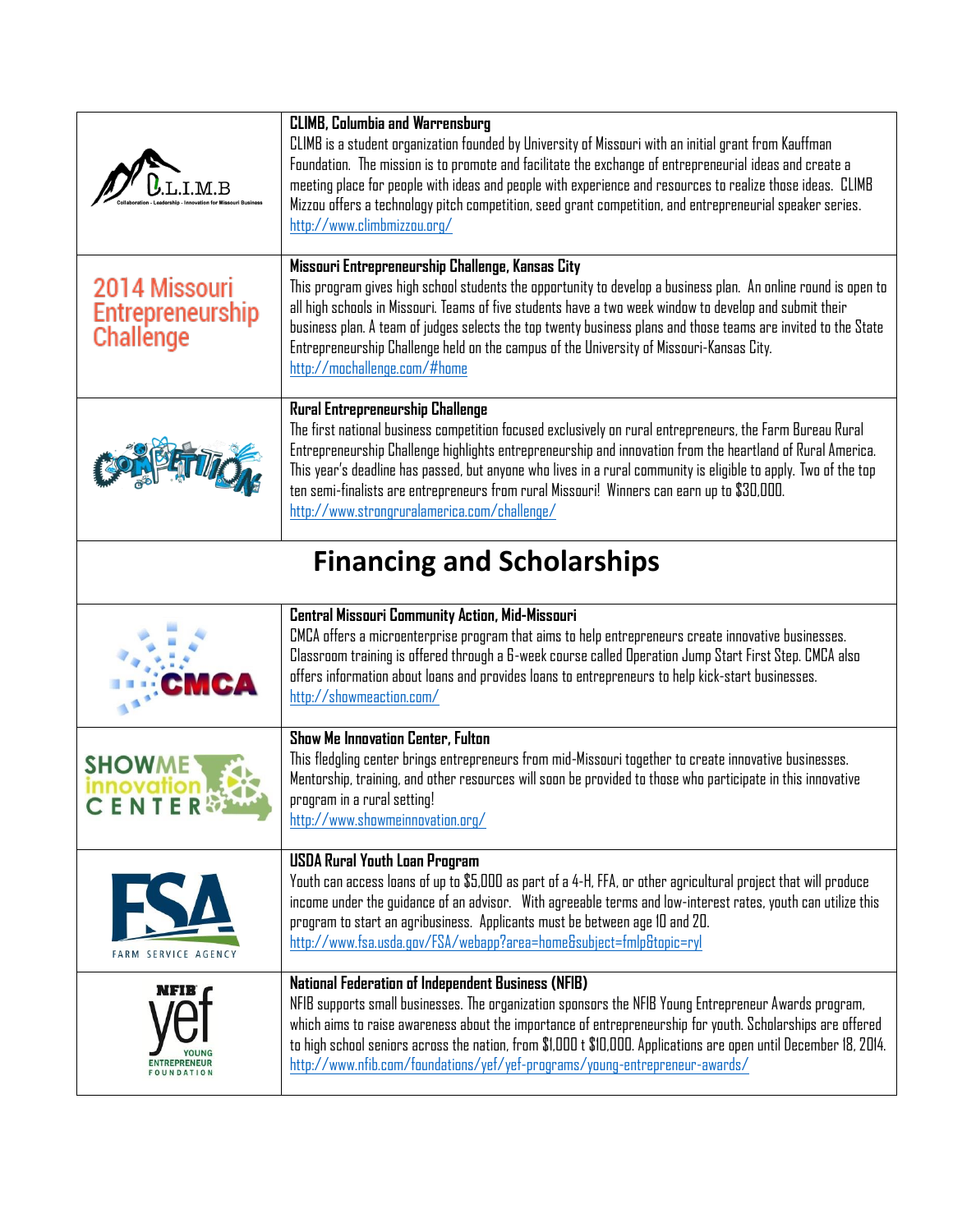| | |
|---|---|
| C.L.I.M.B Collaboration - Leadership - Innovation for Missouri Business | **CLIMB, Columbia and Warrensburg**<br>CLIMB is a student organization founded by University of Missouri with an initial grant from Kauffman Foundation. The mission is to promote and facilitate the exchange of entrepreneurial ideas and create a meeting place for people with ideas and people with experience and resources to realize those ideas. CLIMB Mizzou offers a technology pitch competition, seed grant competition, and entrepreneurial speaker series.<br>http://www.climbmizzou.org/ |
| 2014 Missouri Entrepreneurship Challenge | **Missouri Entrepreneurship Challenge, Kansas City**<br>This program gives high school students the opportunity to develop a business plan. An online round is open to all high schools in Missouri. Teams of five students have a two week window to develop and submit their business plan. A team of judges selects the top twenty business plans and those teams are invited to the State Entrepreneurship Challenge held on the campus of the University of Missouri-Kansas City.<br>http://mochallenge.com/#home |
| COMPETITION | **Rural Entrepreneurship Challenge**<br>The first national business competition focused exclusively on rural entrepreneurs, the Farm Bureau Rural Entrepreneurship Challenge highlights entrepreneurship and innovation from the heartland of Rural America. This year's deadline has passed, but anyone who lives in a rural community is eligible to apply. Two of the top ten semi-finalists are entrepreneurs from rural Missouri! Winners can earn up to $30,000.<br>http://www.strongruralamerica.com/challenge/ |
| **Financing and Scholarships** | |
| CMCA | **Central Missouri Community Action, Mid-Missouri**<br>CMCA offers a microenterprise program that aims to help entrepreneurs create innovative businesses. Classroom training is offered through a 6-week course called Operation Jump Start First Step. CMCA also offers information about loans and provides loans to entrepreneurs to help kick-start businesses.<br>http://showmeaction.com/ |
| SHOWME innovation CENTER | **Show Me Innovation Center, Fulton**<br>This fledgling center brings entrepreneurs from mid-Missouri together to create innovative businesses. Mentorship, training, and other resources will soon be provided to those who participate in this innovative program in a rural setting!<br>http://www.showmeinnovation.org/ |
| FSA FARM SERVICE AGENCY | **USDA Rural Youth Loan Program**<br>Youth can access loans of up to $5,000 as part of a 4-H, FFA, or other agricultural project that will produce income under the guidance of an advisor. With agreeable terms and low-interest rates, youth can utilize this program to start an agribusiness. Applicants must be between age 10 and 20.<br>http://www.fsa.usda.gov/FSA/webapp?area=home&subject=fmlp&topic=ryl |
| NFIB yef YOUNG ENTREPRENEUR FOUNDATION | **National Federation of Independent Business (NFIB)**<br>NFIB supports small businesses. The organization sponsors the NFIB Young Entrepreneur Awards program, which aims to raise awareness about the importance of entrepreneurship for youth. Scholarships are offered to high school seniors across the nation, from $1,000 t $10,000. Applications are open until December 18, 2014.<br>http://www.nfib.com/foundations/yef/yef-programs/young-entrepreneur-awards/ |